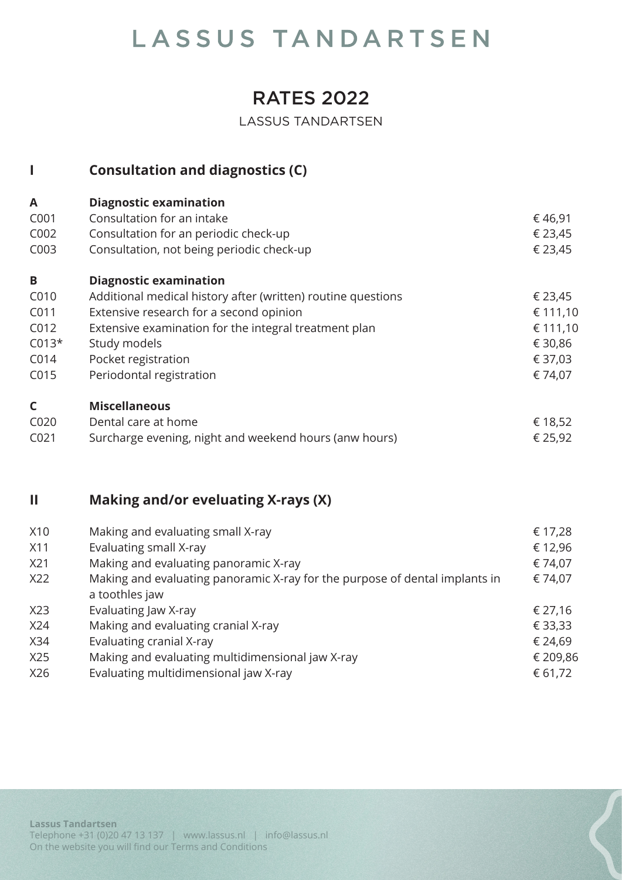# LASSUS TANDARTSEN

## RATES 2022

LASSUS TANDARTSEN

## I Consultation and diagnostics (C)

| | | |
|---|---|---|
| **A** | **Diagnostic examination** | |
| C001 | Consultation for an intake | € 46,91 |
| C002 | Consultation for an periodic check-up | € 23,45 |
| C003 | Consultation, not being periodic check-up | € 23,45 |
| **B** | **Diagnostic examination** | |
| C010 | Additional medical history after (written) routine questions | € 23,45 |
| C011 | Extensive research for a second opinion | € 111,10 |
| C012 | Extensive examination for the integral treatment plan | € 111,10 |
| C013* | Study models | € 30,86 |
| C014 | Pocket registration | € 37,03 |
| C015 | Periodontal registration | € 74,07 |
| **C** | **Miscellaneous** | |
| C020 | Dental care at home | € 18,52 |
| C021 | Surcharge evening, night and weekend hours (anw hours) | € 25,92 |

## II Making and/or eveluating X-rays (X)

| | | |
|---|---|---|
| X10 | Making and evaluating small X-ray | € 17,28 |
| X11 | Evaluating small X-ray | € 12,96 |
| X21 | Making and evaluating panoramic X-ray | € 74,07 |
| X22 | Making and evaluating panoramic X-ray for the purpose of dental implants in a toothles jaw | € 74,07 |
| X23 | Evaluating Jaw X-ray | € 27,16 |
| X24 | Making and evaluating cranial X-ray | € 33,33 |
| X34 | Evaluating cranial X-ray | € 24,69 |
| X25 | Making and evaluating multidimensional jaw X-ray | € 209,86 |
| X26 | Evaluating multidimensional jaw X-ray | € 61,72 |

**Lassus Tandartsen**
Telephone +31 (0)20 47 13 137 | www.lassus.nl | info@lassus.nl
On the website you will find our Terms and Conditions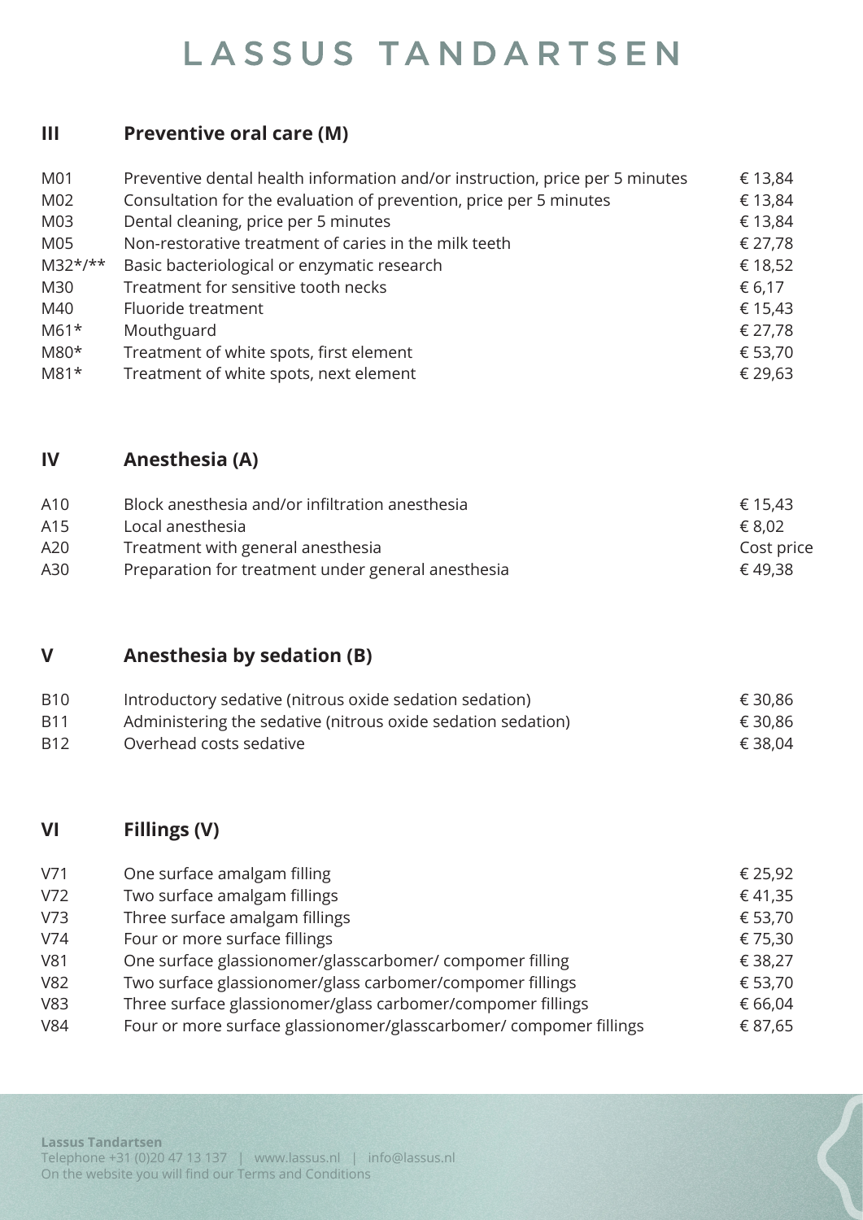# LASSUS TANDARTSEN

## III Preventive oral care (M)

| | | |
|---|---|---|
| M01 | Preventive dental health information and/or instruction, price per 5 minutes | € 13,84 |
| M02 | Consultation for the evaluation of prevention, price per 5 minutes | € 13,84 |
| M03 | Dental cleaning, price per 5 minutes | € 13,84 |
| M05 | Non-restorative treatment of caries in the milk teeth | € 27,78 |
| M32*/** | Basic bacteriological or enzymatic research | € 18,52 |
| M30 | Treatment for sensitive tooth necks | € 6,17 |
| M40 | Fluoride treatment | € 15,43 |
| M61* | Mouthguard | € 27,78 |
| M80* | Treatment of white spots, first element | € 53,70 |
| M81* | Treatment of white spots, next element | € 29,63 |

## IV Anesthesia (A)

| | | |
|---|---|---|
| A10 | Block anesthesia and/or infiltration anesthesia | € 15,43 |
| A15 | Local anesthesia | € 8,02 |
| A20 | Treatment with general anesthesia | Cost price |
| A30 | Preparation for treatment under general anesthesia | € 49,38 |

## V Anesthesia by sedation (B)

| | | |
|---|---|---|
| B10 | Introductory sedative (nitrous oxide sedation sedation) | € 30,86 |
| B11 | Administering the sedative (nitrous oxide sedation sedation) | € 30,86 |
| B12 | Overhead costs sedative | € 38,04 |

## VI Fillings (V)

| | | |
|---|---|---|
| V71 | One surface amalgam filling | € 25,92 |
| V72 | Two surface amalgam fillings | € 41,35 |
| V73 | Three surface amalgam fillings | € 53,70 |
| V74 | Four or more surface fillings | € 75,30 |
| V81 | One surface glassionomer/glasscarbomer/ compomer filling | € 38,27 |
| V82 | Two surface glassionomer/glass carbomer/compomer fillings | € 53,70 |
| V83 | Three surface glassionomer/glass carbomer/compomer fillings | € 66,04 |
| V84 | Four or more surface glassionomer/glasscarbomer/ compomer fillings | € 87,65 |

**Lassus Tandartsen**
Telephone +31 (0)20 47 13 137 | www.lassus.nl | info@lassus.nl
On the website you will find our Terms and Conditions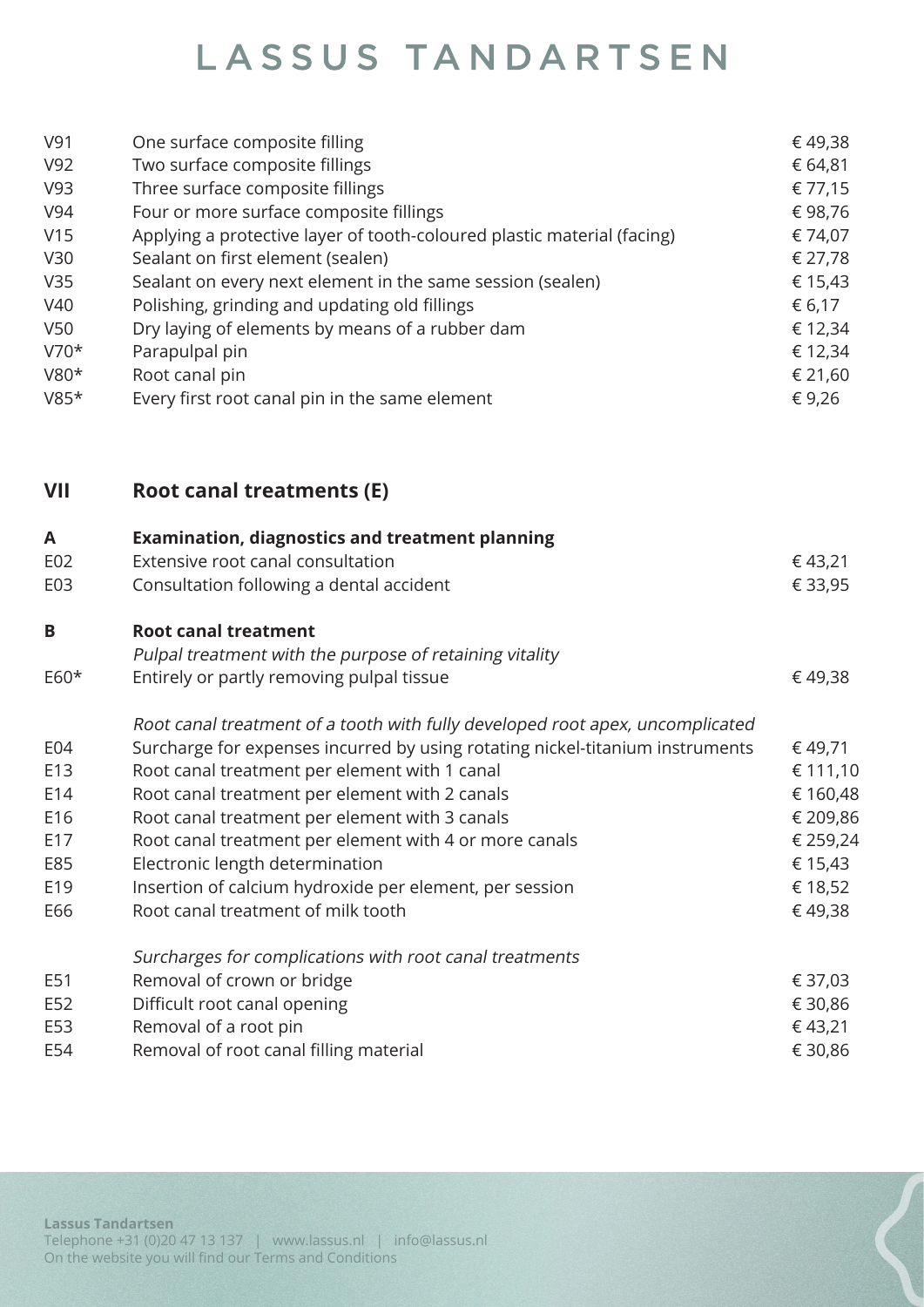| | | |
|---|---|---|
| V91 | One surface composite filling | € 49,38 |
| V92 | Two surface composite fillings | € 64,81 |
| V93 | Three surface composite fillings | € 77,15 |
| V94 | Four or more surface composite fillings | € 98,76 |
| V15 | Applying a protective layer of tooth-coloured plastic material (facing) | € 74,07 |
| V30 | Sealant on first element (sealen) | € 27,78 |
| V35 | Sealant on every next element in the same session (sealen) | € 15,43 |
| V40 | Polishing, grinding and updating old fillings | € 6,17 |
| V50 | Dry laying of elements by means of a rubber dam | € 12,34 |
| V70* | Parapulpal pin | € 12,34 |
| V80* | Root canal pin | € 21,60 |
| V85* | Every first root canal pin in the same element | € 9,26 |

## VII Root canal treatments (E)

### A Examination, diagnostics and treatment planning

| | | |
|---|---|---|
| E02 | Extensive root canal consultation | € 43,21 |
| E03 | Consultation following a dental accident | € 33,95 |

### B Root canal treatment

*Pulpal treatment with the purpose of retaining vitality*

| | | |
|---|---|---|
| E60* | Entirely or partly removing pulpal tissue | € 49,38 |

*Root canal treatment of a tooth with fully developed root apex, uncomplicated*

| | | |
|---|---|---|
| E04 | Surcharge for expenses incurred by using rotating nickel-titanium instruments | € 49,71 |
| E13 | Root canal treatment per element with 1 canal | € 111,10 |
| E14 | Root canal treatment per element with 2 canals | € 160,48 |
| E16 | Root canal treatment per element with 3 canals | € 209,86 |
| E17 | Root canal treatment per element with 4 or more canals | € 259,24 |
| E85 | Electronic length determination | € 15,43 |
| E19 | Insertion of calcium hydroxide per element, per session | € 18,52 |
| E66 | Root canal treatment of milk tooth | € 49,38 |

*Surcharges for complications with root canal treatments*

| | | |
|---|---|---|
| E51 | Removal of crown or bridge | € 37,03 |
| E52 | Difficult root canal opening | € 30,86 |
| E53 | Removal of a root pin | € 43,21 |
| E54 | Removal of root canal filling material | € 30,86 |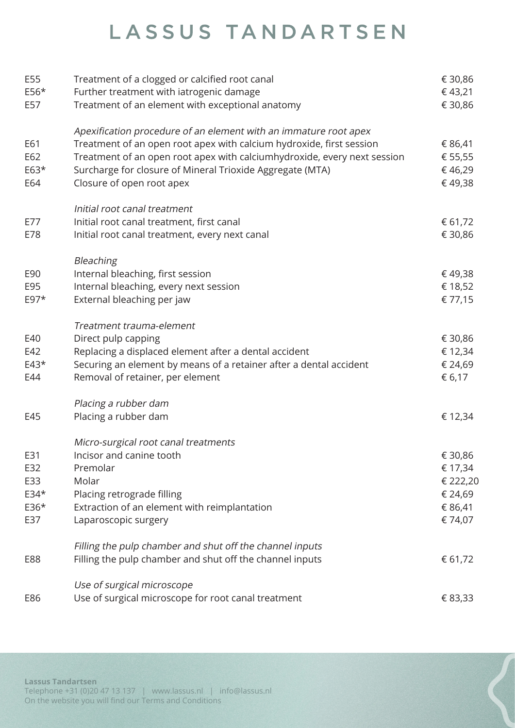# LASSUS TANDARTSEN

| | | |
|---|---|---|
| E55 | Treatment of a clogged or calcified root canal | € 30,86 |
| E56* | Further treatment with iatrogenic damage | € 43,21 |
| E57 | Treatment of an element with exceptional anatomy | € 30,86 |
| | *Apexification procedure of an element with an immature root apex* | |
| E61 | Treatment of an open root apex with calcium hydroxide, first session | € 86,41 |
| E62 | Treatment of an open root apex with calciumhydroxide, every next session | € 55,55 |
| E63* | Surcharge for closure of Mineral Trioxide Aggregate (MTA) | € 46,29 |
| E64 | Closure of open root apex | € 49,38 |
| | *Initial root canal treatment* | |
| E77 | Initial root canal treatment, first canal | € 61,72 |
| E78 | Initial root canal treatment, every next canal | € 30,86 |
| | *Bleaching* | |
| E90 | Internal bleaching, first session | € 49,38 |
| E95 | Internal bleaching, every next session | € 18,52 |
| E97* | External bleaching per jaw | € 77,15 |
| | *Treatment trauma-element* | |
| E40 | Direct pulp capping | € 30,86 |
| E42 | Replacing a displaced element after a dental accident | € 12,34 |
| E43* | Securing an element by means of a retainer after a dental accident | € 24,69 |
| E44 | Removal of retainer, per element | € 6,17 |
| | *Placing a rubber dam* | |
| E45 | Placing a rubber dam | € 12,34 |
| | *Micro-surgical root canal treatments* | |
| E31 | Incisor and canine tooth | € 30,86 |
| E32 | Premolar | € 17,34 |
| E33 | Molar | € 222,20 |
| E34* | Placing retrograde filling | € 24,69 |
| E36* | Extraction of an element with reimplantation | € 86,41 |
| E37 | Laparoscopic surgery | € 74,07 |
| | *Filling the pulp chamber and shut off the channel inputs* | |
| E88 | Filling the pulp chamber and shut off the channel inputs | € 61,72 |
| | *Use of surgical microscope* | |
| E86 | Use of surgical microscope for root canal treatment | € 83,33 |

**Lassus Tandartsen**
Telephone +31 (0)20 47 13 137 | www.lassus.nl | info@lassus.nl
On the website you will find our Terms and Conditions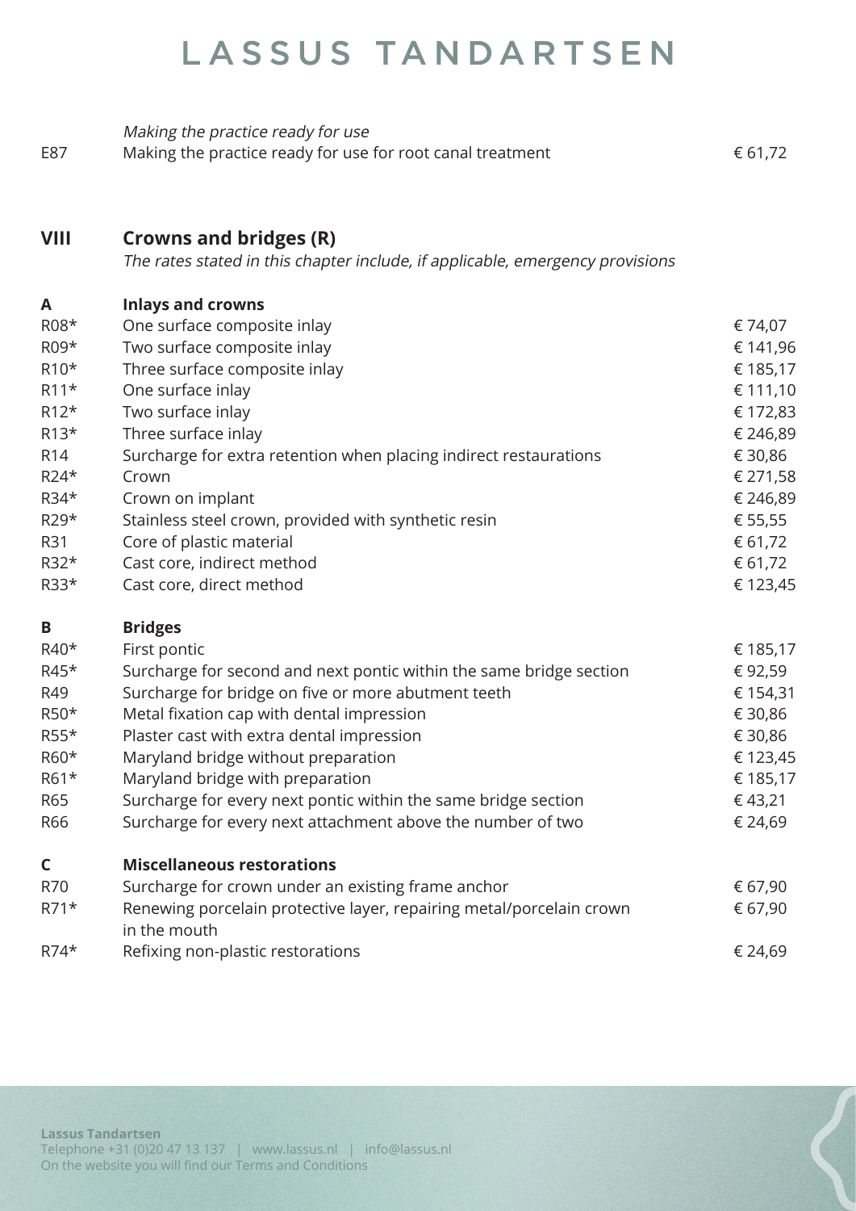*Making the practice ready for use*

| | | |
|---|---|---|
| E87 | Making the practice ready for use for root canal treatment | € 61,72 |

## VIII Crowns and bridges (R)

*The rates stated in this chapter include, if applicable, emergency provisions*

### A Inlays and crowns

| | | |
|---|---|---|
| R08* | One surface composite inlay | € 74,07 |
| R09* | Two surface composite inlay | € 141,96 |
| R10* | Three surface composite inlay | € 185,17 |
| R11* | One surface inlay | € 111,10 |
| R12* | Two surface inlay | € 172,83 |
| R13* | Three surface inlay | € 246,89 |
| R14 | Surcharge for extra retention when placing indirect restaurations | € 30,86 |
| R24* | Crown | € 271,58 |
| R34* | Crown on implant | € 246,89 |
| R29* | Stainless steel crown, provided with synthetic resin | € 55,55 |
| R31 | Core of plastic material | € 61,72 |
| R32* | Cast core, indirect method | € 61,72 |
| R33* | Cast core, direct method | € 123,45 |

### B Bridges

| | | |
|---|---|---|
| R40* | First pontic | € 185,17 |
| R45* | Surcharge for second and next pontic within the same bridge section | € 92,59 |
| R49 | Surcharge for bridge on five or more abutment teeth | € 154,31 |
| R50* | Metal fixation cap with dental impression | € 30,86 |
| R55* | Plaster cast with extra dental impression | € 30,86 |
| R60* | Maryland bridge without preparation | € 123,45 |
| R61* | Maryland bridge with preparation | € 185,17 |
| R65 | Surcharge for every next pontic within the same bridge section | € 43,21 |
| R66 | Surcharge for every next attachment above the number of two | € 24,69 |

### C Miscellaneous restorations

| | | |
|---|---|---|
| R70 | Surcharge for crown under an existing frame anchor | € 67,90 |
| R71* | Renewing porcelain protective layer, repairing metal/porcelain crown in the mouth | € 67,90 |
| R74* | Refixing non-plastic restorations | € 24,69 |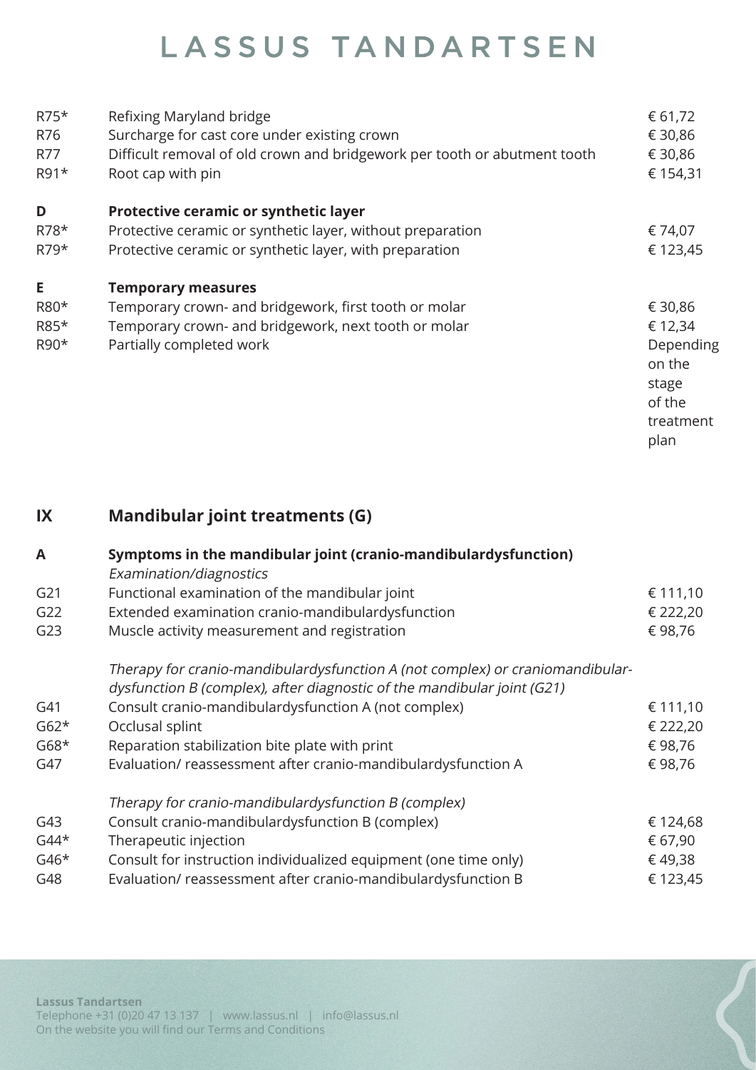| | | |
|---|---|---|
| R75* | Refixing Maryland bridge | € 61,72 |
| R76 | Surcharge for cast core under existing crown | € 30,86 |
| R77 | Difficult removal of old crown and bridgework per tooth or abutment tooth | € 30,86 |
| R91* | Root cap with pin | € 154,31 |
| **D** | **Protective ceramic or synthetic layer** | |
| R78* | Protective ceramic or synthetic layer, without preparation | € 74,07 |
| R79* | Protective ceramic or synthetic layer, with preparation | € 123,45 |
| **E** | **Temporary measures** | |
| R80* | Temporary crown- and bridgework, first tooth or molar | € 30,86 |
| R85* | Temporary crown- and bridgework, next tooth or molar | € 12,34 |
| R90* | Partially completed work | Depending on the stage of the treatment plan |

## IX Mandibular joint treatments (G)

| | | |
|---|---|---|
| **A** | **Symptoms in the mandibular joint (cranio-mandibulardysfunction)** *Examination/diagnostics* | |
| G21 | Functional examination of the mandibular joint | € 111,10 |
| G22 | Extended examination cranio-mandibulardysfunction | € 222,20 |
| G23 | Muscle activity measurement and registration | € 98,76 |
| | *Therapy for cranio-mandibulardysfunction A (not complex) or craniomandibular-dysfunction B (complex), after diagnostic of the mandibular joint (G21)* | |
| G41 | Consult cranio-mandibulardysfunction A (not complex) | € 111,10 |
| G62* | Occlusal splint | € 222,20 |
| G68* | Reparation stabilization bite plate with print | € 98,76 |
| G47 | Evaluation/ reassessment after cranio-mandibulardysfunction A | € 98,76 |
| | *Therapy for cranio-mandibulardysfunction B (complex)* | |
| G43 | Consult cranio-mandibulardysfunction B (complex) | € 124,68 |
| G44* | Therapeutic injection | € 67,90 |
| G46* | Consult for instruction individualized equipment (one time only) | € 49,38 |
| G48 | Evaluation/ reassessment after cranio-mandibulardysfunction B | € 123,45 |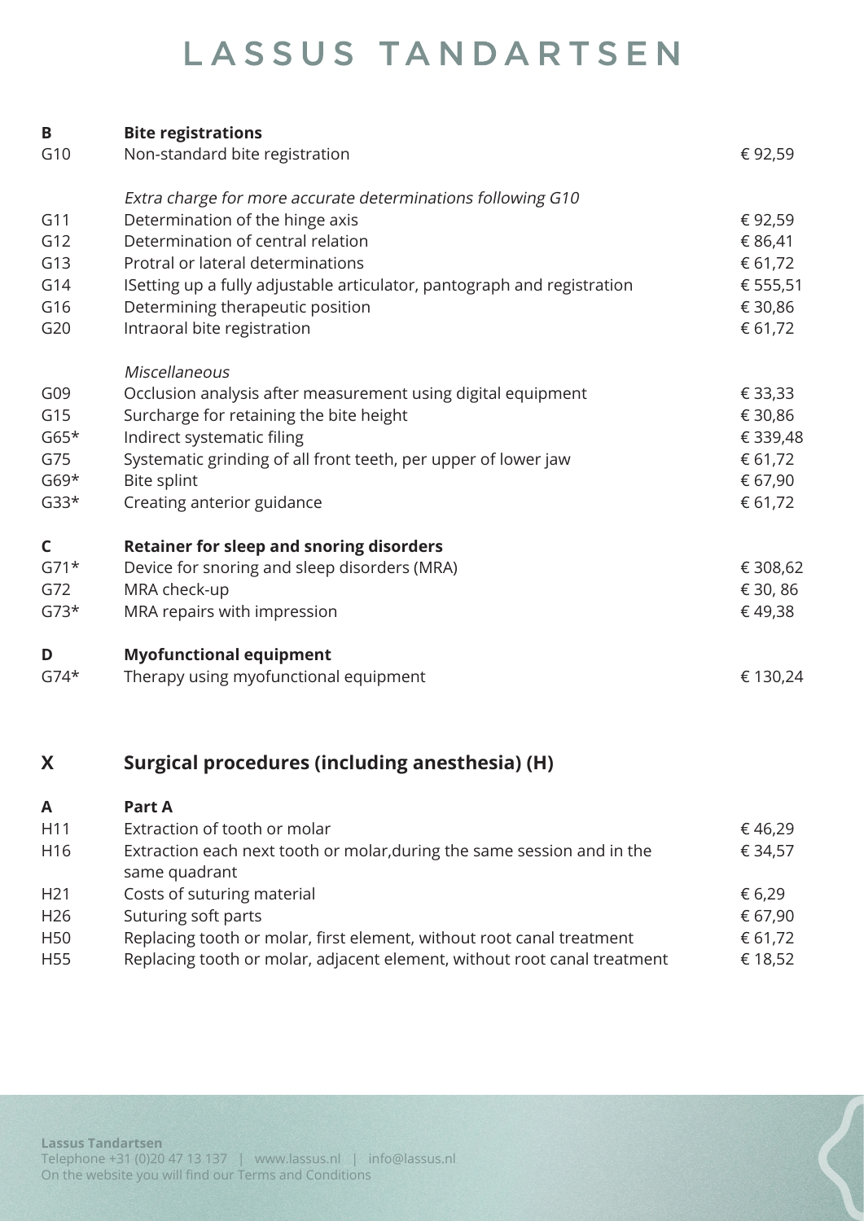# LASSUS TANDARTSEN

| | | |
|---|---|---|
| **B** | **Bite registrations** | |
| G10 | Non-standard bite registration | € 92,59 |
| | *Extra charge for more accurate determinations following G10* | |
| G11 | Determination of the hinge axis | € 92,59 |
| G12 | Determination of central relation | € 86,41 |
| G13 | Protral or lateral determinations | € 61,72 |
| G14 | ISetting up a fully adjustable articulator, pantograph and registration | € 555,51 |
| G16 | Determining therapeutic position | € 30,86 |
| G20 | Intraoral bite registration | € 61,72 |
| | *Miscellaneous* | |
| G09 | Occlusion analysis after measurement using digital equipment | € 33,33 |
| G15 | Surcharge for retaining the bite height | € 30,86 |
| G65* | Indirect systematic filing | € 339,48 |
| G75 | Systematic grinding of all front teeth, per upper of lower jaw | € 61,72 |
| G69* | Bite splint | € 67,90 |
| G33* | Creating anterior guidance | € 61,72 |
| **C** | **Retainer for sleep and snoring disorders** | |
| G71* | Device for snoring and sleep disorders (MRA) | € 308,62 |
| G72 | MRA check-up | € 30, 86 |
| G73* | MRA repairs with impression | € 49,38 |
| **D** | **Myofunctional equipment** | |
| G74* | Therapy using myofunctional equipment | € 130,24 |

## X Surgical procedures (including anesthesia) (H)

| | | |
|---|---|---|
| **A** | **Part A** | |
| H11 | Extraction of tooth or molar | € 46,29 |
| H16 | Extraction each next tooth or molar,during the same session and in the same quadrant | € 34,57 |
| H21 | Costs of suturing material | € 6,29 |
| H26 | Suturing soft parts | € 67,90 |
| H50 | Replacing tooth or molar, first element, without root canal treatment | € 61,72 |
| H55 | Replacing tooth or molar, adjacent element, without root canal treatment | € 18,52 |

**Lassus Tandartsen**
Telephone +31 (0)20 47 13 137 | www.lassus.nl | info@lassus.nl
On the website you will find our Terms and Conditions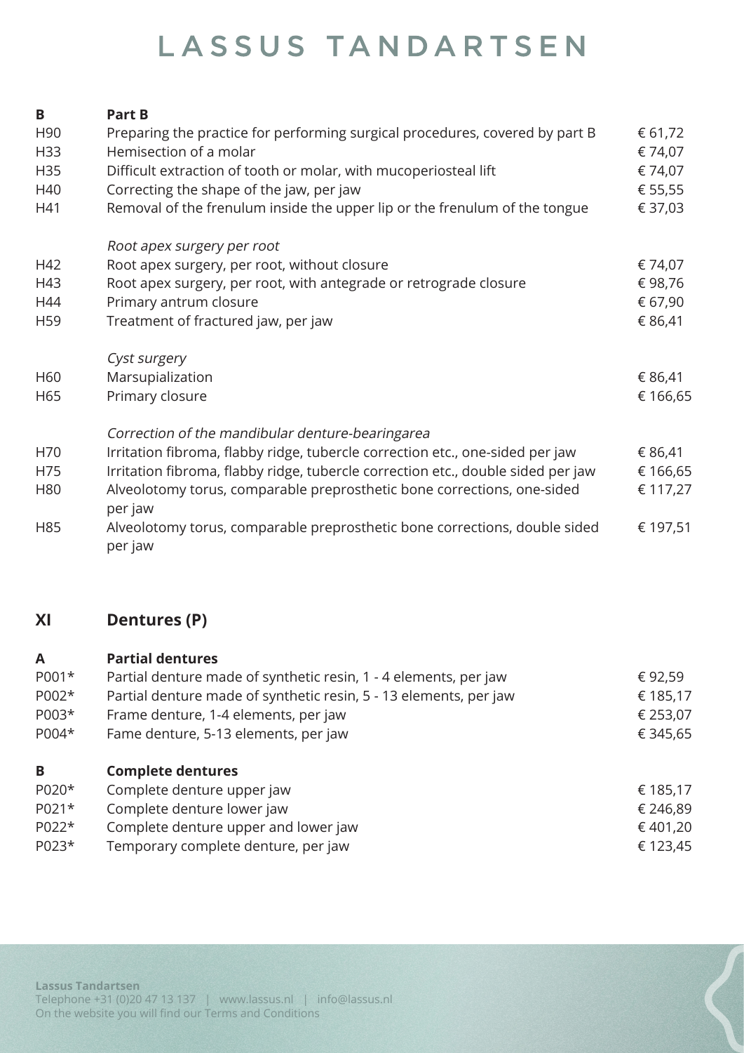# LASSUS TANDARTSEN

| Code | Description | Price |
|---|---|---|
| **B** | **Part B** | |
| H90 | Preparing the practice for performing surgical procedures, covered by part B | € 61,72 |
| H33 | Hemisection of a molar | € 74,07 |
| H35 | Difficult extraction of tooth or molar, with mucoperiosteal lift | € 74,07 |
| H40 | Correcting the shape of the jaw, per jaw | € 55,55 |
| H41 | Removal of the frenulum inside the upper lip or the frenulum of the tongue | € 37,03 |
| | *Root apex surgery per root* | |
| H42 | Root apex surgery, per root, without closure | € 74,07 |
| H43 | Root apex surgery, per root, with antegrade or retrograde closure | € 98,76 |
| H44 | Primary antrum closure | € 67,90 |
| H59 | Treatment of fractured jaw, per jaw | € 86,41 |
| | *Cyst surgery* | |
| H60 | Marsupialization | € 86,41 |
| H65 | Primary closure | € 166,65 |
| | *Correction of the mandibular denture-bearingarea* | |
| H70 | Irritation fibroma, flabby ridge, tubercle correction etc., one-sided per jaw | € 86,41 |
| H75 | Irritation fibroma, flabby ridge, tubercle correction etc., double sided per jaw | € 166,65 |
| H80 | Alveolotomy torus, comparable preprosthetic bone corrections, one-sided per jaw | € 117,27 |
| H85 | Alveolotomy torus, comparable preprosthetic bone corrections, double sided per jaw | € 197,51 |

## XI Dentures (P)

| Code | Description | Price |
|---|---|---|
| **A** | **Partial dentures** | |
| P001* | Partial denture made of synthetic resin, 1 - 4 elements, per jaw | € 92,59 |
| P002* | Partial denture made of synthetic resin, 5 - 13 elements, per jaw | € 185,17 |
| P003* | Frame denture, 1-4 elements, per jaw | € 253,07 |
| P004* | Fame denture, 5-13 elements, per jaw | € 345,65 |
| **B** | **Complete dentures** | |
| P020* | Complete denture upper jaw | € 185,17 |
| P021* | Complete denture lower jaw | € 246,89 |
| P022* | Complete denture upper and lower jaw | € 401,20 |
| P023* | Temporary complete denture, per jaw | € 123,45 |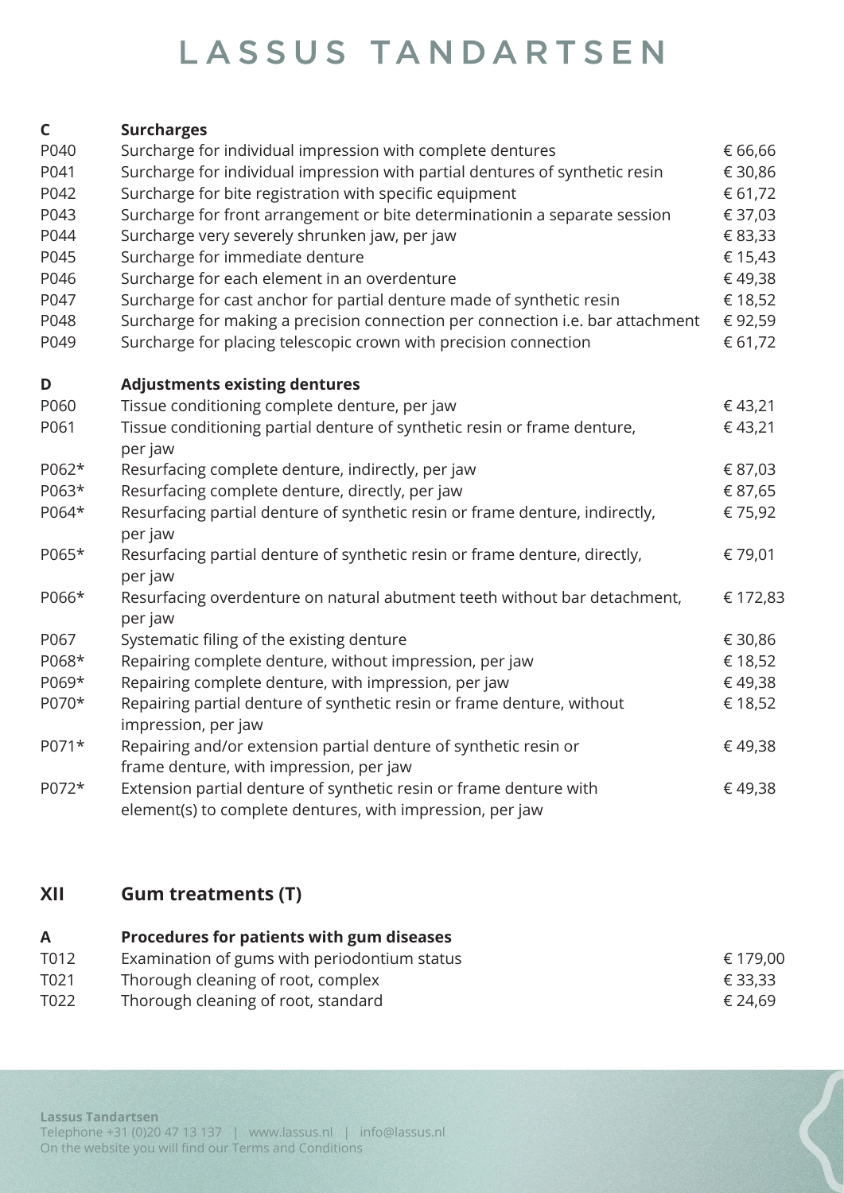| C | **Surcharges** | |
|---|---|---|
| P040 | Surcharge for individual impression with complete dentures | € 66,66 |
| P041 | Surcharge for individual impression with partial dentures of synthetic resin | € 30,86 |
| P042 | Surcharge for bite registration with specific equipment | € 61,72 |
| P043 | Surcharge for front arrangement or bite determinationin a separate session | € 37,03 |
| P044 | Surcharge very severely shrunken jaw, per jaw | € 83,33 |
| P045 | Surcharge for immediate denture | € 15,43 |
| P046 | Surcharge for each element in an overdenture | € 49,38 |
| P047 | Surcharge for cast anchor for partial denture made of synthetic resin | € 18,52 |
| P048 | Surcharge for making a precision connection per connection i.e. bar attachment | € 92,59 |
| P049 | Surcharge for placing telescopic crown with precision connection | € 61,72 |

| D | **Adjustments existing dentures** | |
|---|---|---|
| P060 | Tissue conditioning complete denture, per jaw | € 43,21 |
| P061 | Tissue conditioning partial denture of synthetic resin or frame denture, per jaw | € 43,21 |
| P062* | Resurfacing complete denture, indirectly, per jaw | € 87,03 |
| P063* | Resurfacing complete denture, directly, per jaw | € 87,65 |
| P064* | Resurfacing partial denture of synthetic resin or frame denture, indirectly, per jaw | € 75,92 |
| P065* | Resurfacing partial denture of synthetic resin or frame denture, directly, per jaw | € 79,01 |
| P066* | Resurfacing overdenture on natural abutment teeth without bar detachment, per jaw | € 172,83 |
| P067 | Systematic filing of the existing denture | € 30,86 |
| P068* | Repairing complete denture, without impression, per jaw | € 18,52 |
| P069* | Repairing complete denture, with impression, per jaw | € 49,38 |
| P070* | Repairing partial denture of synthetic resin or frame denture, without impression, per jaw | € 18,52 |
| P071* | Repairing and/or extension partial denture of synthetic resin or frame denture, with impression, per jaw | € 49,38 |
| P072* | Extension partial denture of synthetic resin or frame denture with element(s) to complete dentures, with impression, per jaw | € 49,38 |

## XII Gum treatments (T)

| A | **Procedures for patients with gum diseases** | |
|---|---|---|
| T012 | Examination of gums with periodontium status | € 179,00 |
| T021 | Thorough cleaning of root, complex | € 33,33 |
| T022 | Thorough cleaning of root, standard | € 24,69 |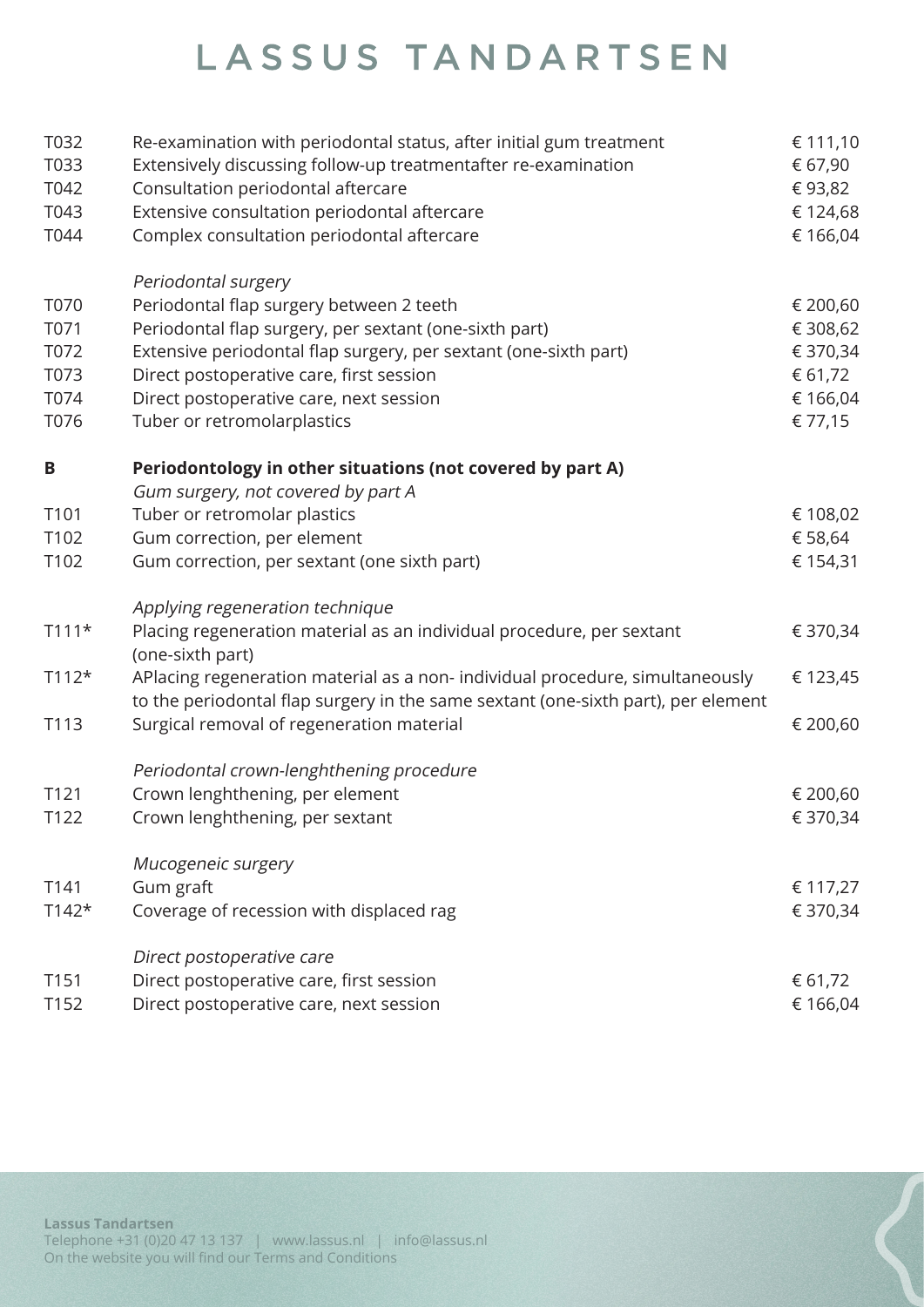# LASSUS TANDARTSEN

| | | |
|---|---|---|
| T032 | Re-examination with periodontal status, after initial gum treatment | € 111,10 |
| T033 | Extensively discussing follow-up treatmentafter re-examination | € 67,90 |
| T042 | Consultation periodontal aftercare | € 93,82 |
| T043 | Extensive consultation periodontal aftercare | € 124,68 |
| T044 | Complex consultation periodontal aftercare | € 166,04 |
| | *Periodontal surgery* | |
| T070 | Periodontal flap surgery between 2 teeth | € 200,60 |
| T071 | Periodontal flap surgery, per sextant (one-sixth part) | € 308,62 |
| T072 | Extensive periodontal flap surgery, per sextant (one-sixth part) | € 370,34 |
| T073 | Direct postoperative care, first session | € 61,72 |
| T074 | Direct postoperative care, next session | € 166,04 |
| T076 | Tuber or retromolarplastics | € 77,15 |
| **B** | **Periodontology in other situations (not covered by part A)** | |
| | *Gum surgery, not covered by part A* | |
| T101 | Tuber or retromolar plastics | € 108,02 |
| T102 | Gum correction, per element | € 58,64 |
| T102 | Gum correction, per sextant (one sixth part) | € 154,31 |
| | *Applying regeneration technique* | |
| T111* | Placing regeneration material as an individual procedure, per sextant (one-sixth part) | € 370,34 |
| T112* | APlacing regeneration material as a non- individual procedure, simultaneously to the periodontal flap surgery in the same sextant (one-sixth part), per element | € 123,45 |
| T113 | Surgical removal of regeneration material | € 200,60 |
| | *Periodontal crown-lenghthening procedure* | |
| T121 | Crown lenghthening, per element | € 200,60 |
| T122 | Crown lenghthening, per sextant | € 370,34 |
| | *Mucogeneic surgery* | |
| T141 | Gum graft | € 117,27 |
| T142* | Coverage of recession with displaced rag | € 370,34 |
| | *Direct postoperative care* | |
| T151 | Direct postoperative care, first session | € 61,72 |
| T152 | Direct postoperative care, next session | € 166,04 |

**Lassus Tandartsen**
Telephone +31 (0)20 47 13 137 | www.lassus.nl | info@lassus.nl
On the website you will find our Terms and Conditions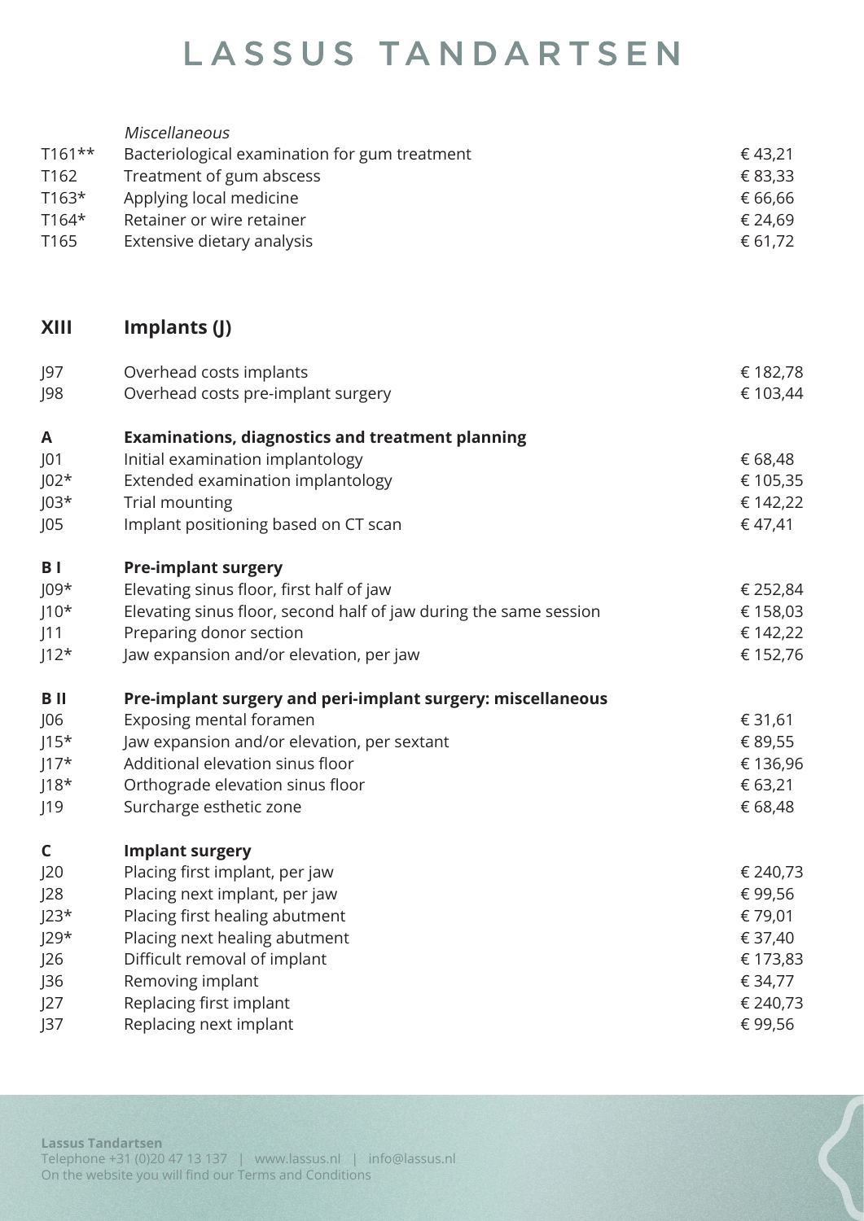# LASSUS TANDARTSEN

| | *Miscellaneous* | |
|---|---|---|
| T161** | Bacteriological examination for gum treatment | € 43,21 |
| T162 | Treatment of gum abscess | € 83,33 |
| T163* | Applying local medicine | € 66,66 |
| T164* | Retainer or wire retainer | € 24,69 |
| T165 | Extensive dietary analysis | € 61,72 |

## XIII Implants (J)

| | | |
|---|---|---|
| J97 | Overhead costs implants | € 182,78 |
| J98 | Overhead costs pre-implant surgery | € 103,44 |
| **A** | **Examinations, diagnostics and treatment planning** | |
| J01 | Initial examination implantology | € 68,48 |
| J02* | Extended examination implantology | € 105,35 |
| J03* | Trial mounting | € 142,22 |
| J05 | Implant positioning based on CT scan | € 47,41 |
| **B I** | **Pre-implant surgery** | |
| J09* | Elevating sinus floor, first half of jaw | € 252,84 |
| J10* | Elevating sinus floor, second half of jaw during the same session | € 158,03 |
| J11 | Preparing donor section | € 142,22 |
| J12* | Jaw expansion and/or elevation, per jaw | € 152,76 |
| **B II** | **Pre-implant surgery and peri-implant surgery: miscellaneous** | |
| J06 | Exposing mental foramen | € 31,61 |
| J15* | Jaw expansion and/or elevation, per sextant | € 89,55 |
| J17* | Additional elevation sinus floor | € 136,96 |
| J18* | Orthograde elevation sinus floor | € 63,21 |
| J19 | Surcharge esthetic zone | € 68,48 |
| **C** | **Implant surgery** | |
| J20 | Placing first implant, per jaw | € 240,73 |
| J28 | Placing next implant, per jaw | € 99,56 |
| J23* | Placing first healing abutment | € 79,01 |
| J29* | Placing next healing abutment | € 37,40 |
| J26 | Difficult removal of implant | € 173,83 |
| J36 | Removing implant | € 34,77 |
| J27 | Replacing first implant | € 240,73 |
| J37 | Replacing next implant | € 99,56 |

**Lassus Tandartsen**
Telephone +31 (0)20 47 13 137 | www.lassus.nl | info@lassus.nl
On the website you will find our Terms and Conditions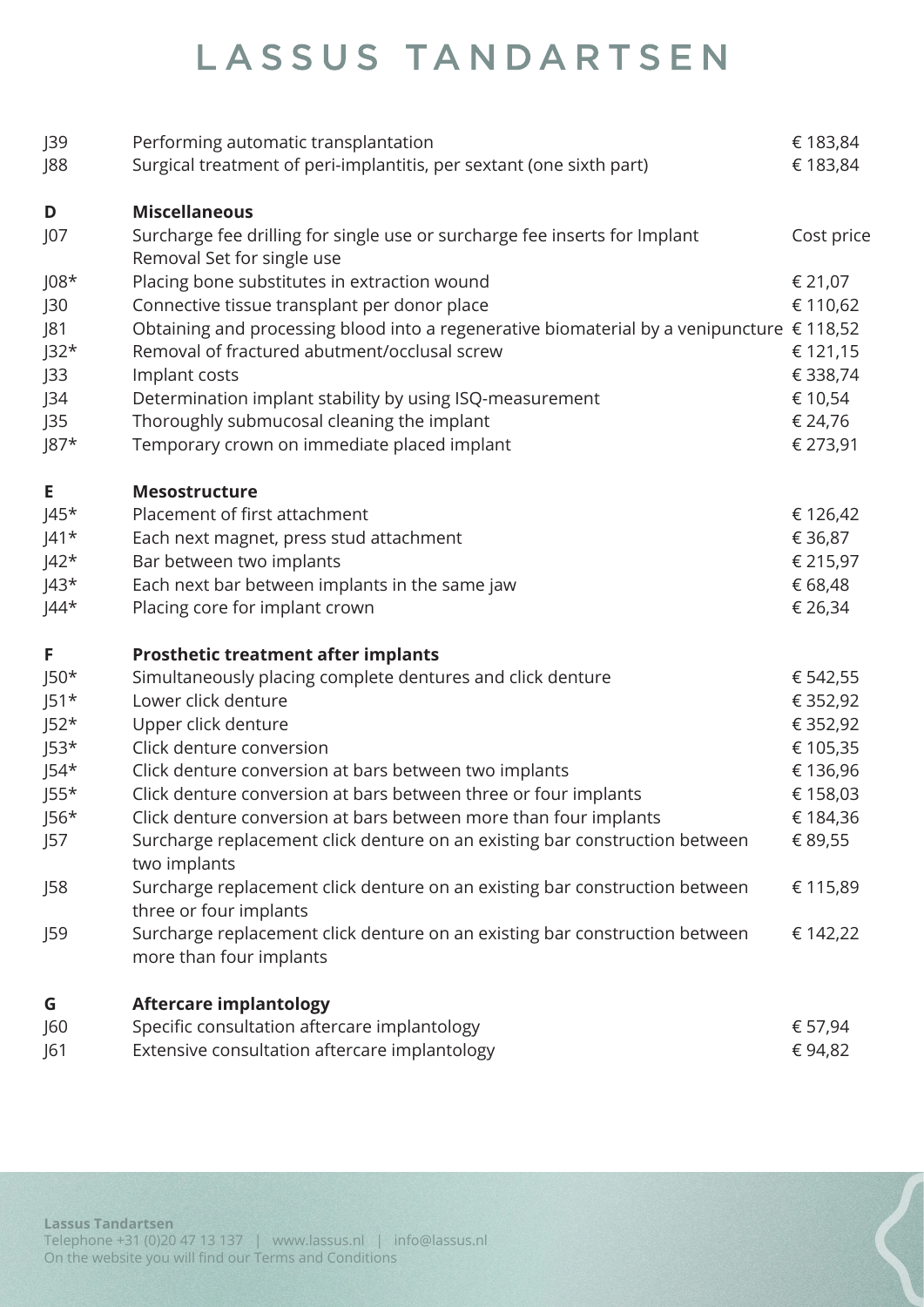# LASSUS TANDARTSEN

| Code | Description | Price |
|---|---|---|
| J39 | Performing automatic transplantation | € 183,84 |
| J88 | Surgical treatment of peri-implantitis, per sextant (one sixth part) | € 183,84 |
| **D** | **Miscellaneous** | |
| J07 | Surcharge fee drilling for single use or surcharge fee inserts for Implant Removal Set for single use | Cost price |
| J08* | Placing bone substitutes in extraction wound | € 21,07 |
| J30 | Connective tissue transplant per donor place | € 110,62 |
| J81 | Obtaining and processing blood into a regenerative biomaterial by a venipuncture | € 118,52 |
| J32* | Removal of fractured abutment/occlusal screw | € 121,15 |
| J33 | Implant costs | € 338,74 |
| J34 | Determination implant stability by using ISQ-measurement | € 10,54 |
| J35 | Thoroughly submucosal cleaning the implant | € 24,76 |
| J87* | Temporary crown on immediate placed implant | € 273,91 |
| **E** | **Mesostructure** | |
| J45* | Placement of first attachment | € 126,42 |
| J41* | Each next magnet, press stud attachment | € 36,87 |
| J42* | Bar between two implants | € 215,97 |
| J43* | Each next bar between implants in the same jaw | € 68,48 |
| J44* | Placing core for implant crown | € 26,34 |
| **F** | **Prosthetic treatment after implants** | |
| J50* | Simultaneously placing complete dentures and click denture | € 542,55 |
| J51* | Lower click denture | € 352,92 |
| J52* | Upper click denture | € 352,92 |
| J53* | Click denture conversion | € 105,35 |
| J54* | Click denture conversion at bars between two implants | € 136,96 |
| J55* | Click denture conversion at bars between three or four implants | € 158,03 |
| J56* | Click denture conversion at bars between more than four implants | € 184,36 |
| J57 | Surcharge replacement click denture on an existing bar construction between two implants | € 89,55 |
| J58 | Surcharge replacement click denture on an existing bar construction between three or four implants | € 115,89 |
| J59 | Surcharge replacement click denture on an existing bar construction between more than four implants | € 142,22 |
| **G** | **Aftercare implantology** | |
| J60 | Specific consultation aftercare implantology | € 57,94 |
| J61 | Extensive consultation aftercare implantology | € 94,82 |

**Lassus Tandartsen**
Telephone +31 (0)20 47 13 137 | www.lassus.nl | info@lassus.nl
On the website you will find our Terms and Conditions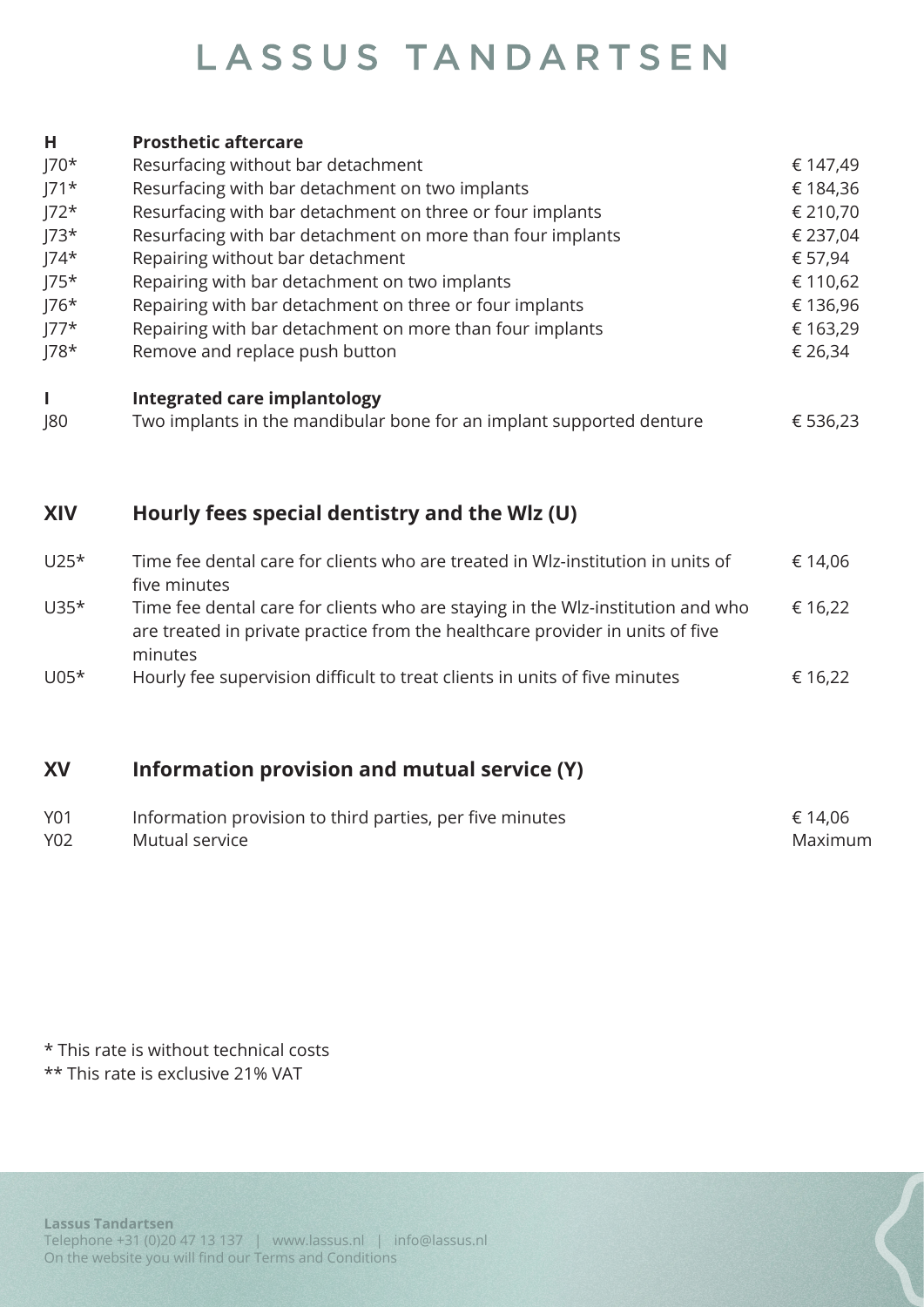| | | |
|---|---|---|
| **H** | **Prosthetic aftercare** | |
| J70* | Resurfacing without bar detachment | € 147,49 |
| J71* | Resurfacing with bar detachment on two implants | € 184,36 |
| J72* | Resurfacing with bar detachment on three or four implants | € 210,70 |
| J73* | Resurfacing with bar detachment on more than four implants | € 237,04 |
| J74* | Repairing without bar detachment | € 57,94 |
| J75* | Repairing with bar detachment on two implants | € 110,62 |
| J76* | Repairing with bar detachment on three or four implants | € 136,96 |
| J77* | Repairing with bar detachment on more than four implants | € 163,29 |
| J78* | Remove and replace push button | € 26,34 |
| **I** | **Integrated care implantology** | |
| J80 | Two implants in the mandibular bone for an implant supported denture | € 536,23 |

## XIV Hourly fees special dentistry and the Wlz (U)

| | | |
|---|---|---|
| U25* | Time fee dental care for clients who are treated in Wlz-institution in units of five minutes | € 14,06 |
| U35* | Time fee dental care for clients who are staying in the Wlz-institution and who are treated in private practice from the healthcare provider in units of five minutes | € 16,22 |
| U05* | Hourly fee supervision difficult to treat clients in units of five minutes | € 16,22 |

## XV Information provision and mutual service (Y)

| | | |
|---|---|---|
| Y01 | Information provision to third parties, per five minutes | € 14,06 |
| Y02 | Mutual service | Maximum |

* This rate is without technical costs
** This rate is exclusive 21% VAT

**Lassus Tandartsen**
Telephone +31 (0)20 47 13 137 | www.lassus.nl | info@lassus.nl
On the website you will find our Terms and Conditions